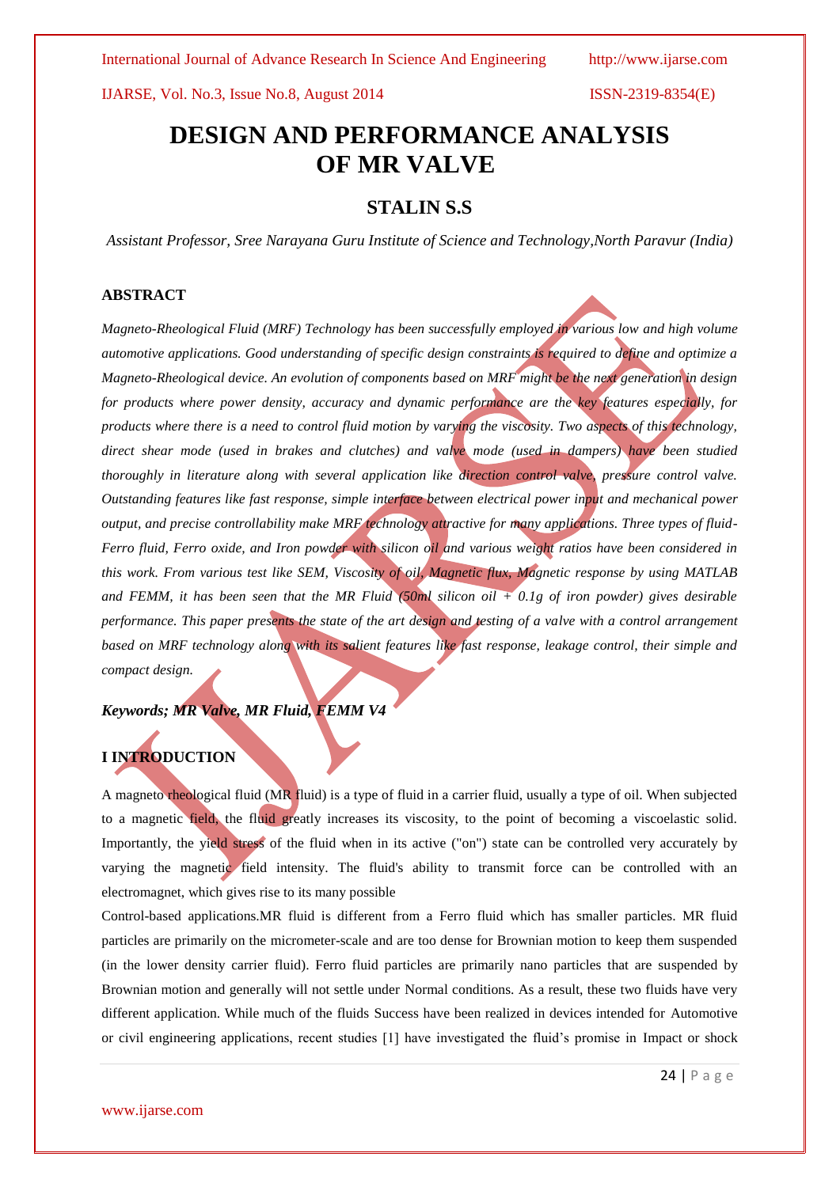# DESIGN AND PERFORMANCE ANALYSIS OF MR VALVE

## STALIN S.S

*Assistant Professor, Sree Narayana Guru Institute of Science and Technology,North Paravur (India)*

### ABSTRACT

*Magneto-Rheological Fluid (MRF) Technology has been successfully employed in various low and high volume automotive applications. Good understanding of specific design constraints is required to define and optimize a Magneto-Rheological device. An evolution of components based on MRF might be the next generation in design for products where power density, accuracy and dynamic performance are the key features especially, for products where there is a need to control fluid motion by varying the viscosity. Two aspects of this technology, direct shear mode (used in brakes and clutches) and valve mode (used in dampers) have been studied thoroughly in literature along with several application like direction control valve, pressure control valve. Outstanding features like fast response, simple interface between electrical power input and mechanical power output, and precise controllability make MRF technology attractive for many applications. Three types of fluid-Ferro fluid, Ferro oxide, and Iron powder with silicon oil and various weight ratios have been considered in this work. From various test like SEM, Viscosity of oil, Magnetic flux, Magnetic response by using MATLAB and FEMM, it has been seen that the MR Fluid (50ml silicon oil + 0.1g of iron powder) gives desirable performance. This paper presents the state of the art design and testing of a valve with a control arrangement based on MRF technology along with its salient features like fast response, leakage control, their simple and compact design.*

***Keywords; MR Valve, MR Fluid, FEMM V4***

### I INTRODUCTION

A magneto rheological fluid (MR fluid) is a type of fluid in a carrier fluid, usually a type of oil. When subjected to a magnetic field, the fluid greatly increases its viscosity, to the point of becoming a viscoelastic solid. Importantly, the yield stress of the fluid when in its active ("on") state can be controlled very accurately by varying the magnetic field intensity. The fluid's ability to transmit force can be controlled with an electromagnet, which gives rise to its many possible

Control-based applications.MR fluid is different from a Ferro fluid which has smaller particles. MR fluid particles are primarily on the micrometer-scale and are too dense for Brownian motion to keep them suspended (in the lower density carrier fluid). Ferro fluid particles are primarily nano particles that are suspended by Brownian motion and generally will not settle under Normal conditions. As a result, these two fluids have very different application. While much of the fluids Success have been realized in devices intended for Automotive or civil engineering applications, recent studies [1] have investigated the fluid's promise in Impact or shock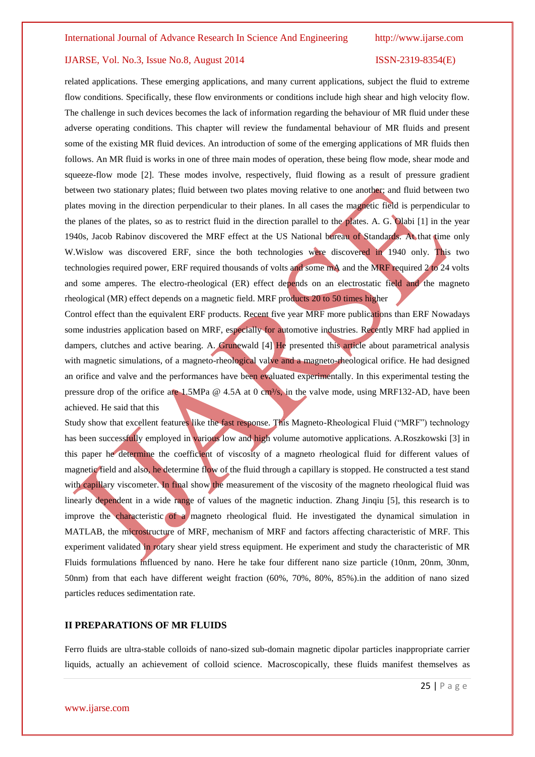related applications. These emerging applications, and many current applications, subject the fluid to extreme flow conditions. Specifically, these flow environments or conditions include high shear and high velocity flow. The challenge in such devices becomes the lack of information regarding the behaviour of MR fluid under these adverse operating conditions. This chapter will review the fundamental behaviour of MR fluids and present some of the existing MR fluid devices. An introduction of some of the emerging applications of MR fluids then follows. An MR fluid is works in one of three main modes of operation, these being flow mode, shear mode and squeeze-flow mode [2]. These modes involve, respectively, fluid flowing as a result of pressure gradient between two stationary plates; fluid between two plates moving relative to one another; and fluid between two plates moving in the direction perpendicular to their planes. In all cases the magnetic field is perpendicular to the planes of the plates, so as to restrict fluid in the direction parallel to the plates. A. G. Olabi [1] in the year 1940s, Jacob Rabinov discovered the MRF effect at the US National bureau of Standards. At that time only W.Wislow was discovered ERF, since the both technologies were discovered in 1940 only. This two technologies required power, ERF required thousands of volts and some mA and the MRF required 2 to 24 volts and some amperes. The electro-rheological (ER) effect depends on an electrostatic field and the magneto rheological (MR) effect depends on a magnetic field. MRF products 20 to 50 times higher

Control effect than the equivalent ERF products. Recent five year MRF more publications than ERF Nowadays some industries application based on MRF, especially for automotive industries. Recently MRF had applied in dampers, clutches and active bearing. A. Grunewald [4] He presented this article about parametrical analysis with magnetic simulations, of a magneto-rheological valve and a magneto-rheological orifice. He had designed an orifice and valve and the performances have been evaluated experimentally. In this experimental testing the pressure drop of the orifice are 1.5MPa @ 4.5A at 0 $cm^3/s$, in the valve mode, using MRF132-AD, have been achieved. He said that this

Study show that excellent features like the fast response. This Magneto-Rheological Fluid ("MRF") technology has been successfully employed in various low and high volume automotive applications. A.Roszkowski [3] in this paper he determine the coefficient of viscosity of a magneto rheological fluid for different values of magnetic field and also, he determine flow of the fluid through a capillary is stopped. He constructed a test stand with capillary viscometer. In final show the measurement of the viscosity of the magneto rheological fluid was linearly dependent in a wide range of values of the magnetic induction. Zhang Jinqiu [5], this research is to improve the characteristic of a magneto rheological fluid. He investigated the dynamical simulation in MATLAB, the microstructure of MRF, mechanism of MRF and factors affecting characteristic of MRF. This experiment validated in rotary shear yield stress equipment. He experiment and study the characteristic of MR Fluids formulations influenced by nano. Here he take four different nano size particle (10nm, 20nm, 30nm, 50nm) from that each have different weight fraction (60%, 70%, 80%, 85%).in the addition of nano sized particles reduces sedimentation rate.

## II PREPARATIONS OF MR FLUIDS

Ferro fluids are ultra-stable colloids of nano-sized sub-domain magnetic dipolar particles inappropriate carrier liquids, actually an achievement of colloid science. Macroscopically, these fluids manifest themselves as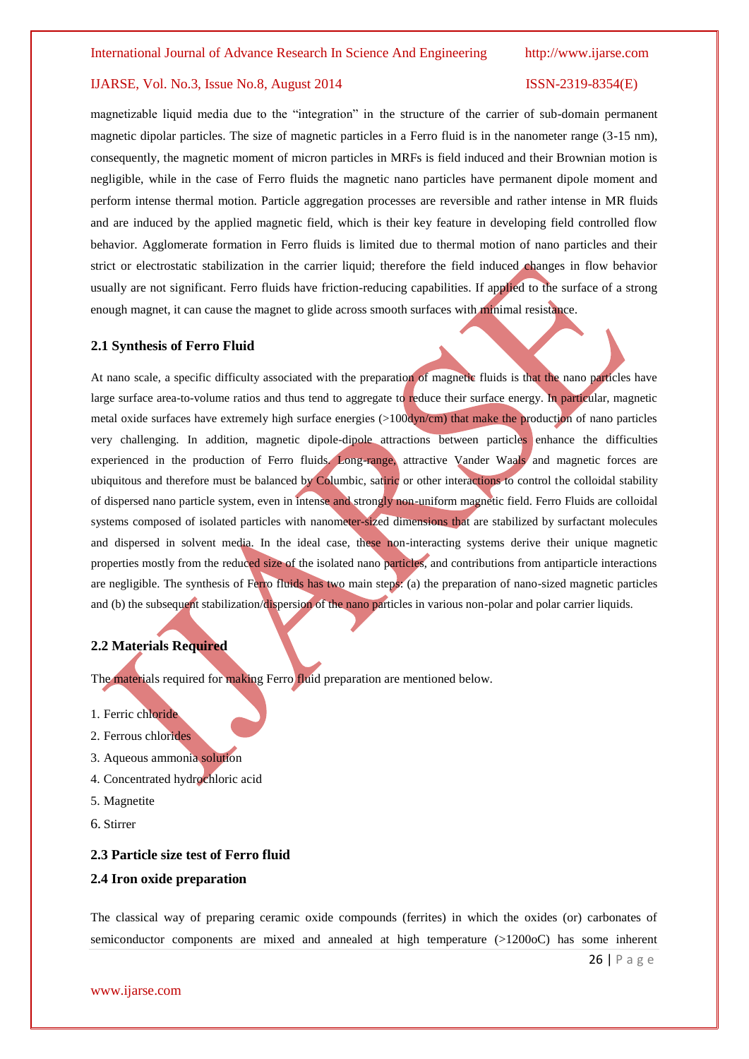magnetizable liquid media due to the "integration" in the structure of the carrier of sub-domain permanent magnetic dipolar particles. The size of magnetic particles in a Ferro fluid is in the nanometer range (3-15 nm), consequently, the magnetic moment of micron particles in MRFs is field induced and their Brownian motion is negligible, while in the case of Ferro fluids the magnetic nano particles have permanent dipole moment and perform intense thermal motion. Particle aggregation processes are reversible and rather intense in MR fluids and are induced by the applied magnetic field, which is their key feature in developing field controlled flow behavior. Agglomerate formation in Ferro fluids is limited due to thermal motion of nano particles and their strict or electrostatic stabilization in the carrier liquid; therefore the field induced changes in flow behavior usually are not significant. Ferro fluids have friction-reducing capabilities. If applied to the surface of a strong enough magnet, it can cause the magnet to glide across smooth surfaces with minimal resistance.

### 2.1 Synthesis of Ferro Fluid

At nano scale, a specific difficulty associated with the preparation of magnetic fluids is that the nano particles have large surface area-to-volume ratios and thus tend to aggregate to reduce their surface energy. In particular, magnetic metal oxide surfaces have extremely high surface energies (>100dyn/cm) that make the production of nano particles very challenging. In addition, magnetic dipole-dipole attractions between particles enhance the difficulties experienced in the production of Ferro fluids. Long-range, attractive Vander Waals and magnetic forces are ubiquitous and therefore must be balanced by Columbic, satiric or other interactions to control the colloidal stability of dispersed nano particle system, even in intense and strongly non-uniform magnetic field. Ferro Fluids are colloidal systems composed of isolated particles with nanometer-sized dimensions that are stabilized by surfactant molecules and dispersed in solvent media. In the ideal case, these non-interacting systems derive their unique magnetic properties mostly from the reduced size of the isolated nano particles, and contributions from antiparticle interactions are negligible. The synthesis of Ferro fluids has two main steps: (a) the preparation of nano-sized magnetic particles and (b) the subsequent stabilization/dispersion of the nano particles in various non-polar and polar carrier liquids.

### 2.2 Materials Required

The materials required for making Ferro fluid preparation are mentioned below.

1. Ferric chloride
2. Ferrous chlorides
3. Aqueous ammonia solution
4. Concentrated hydrochloric acid
5. Magnetite
6. Stirrer

### 2.3 Particle size test of Ferro fluid

### 2.4 Iron oxide preparation

The classical way of preparing ceramic oxide compounds (ferrites) in which the oxides (or) carbonates of semiconductor components are mixed and annealed at high temperature (>1200oC) has some inherent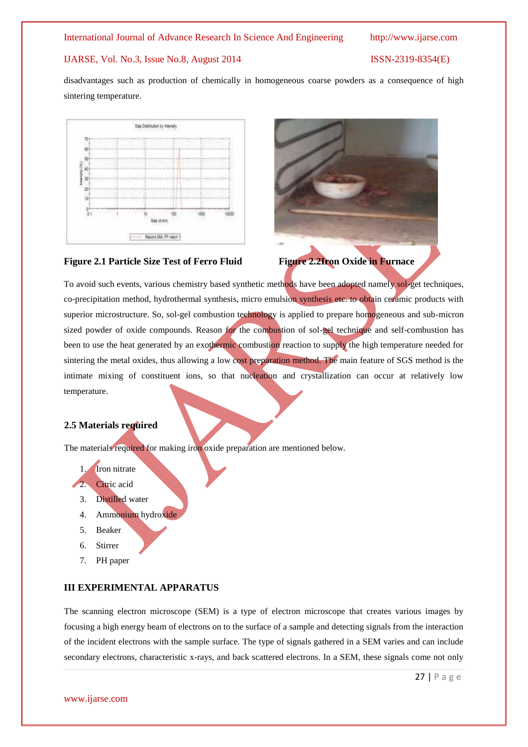disadvantages such as production of chemically in homogeneous coarse powders as a consequence of high sintering temperature.

**Figure 2.1 Particle Size Test of Ferro Fluid**

**Figure 2.2Iron Oxide in Furnace**

To avoid such events, various chemistry based synthetic methods have been adopted namely sol-get techniques, co-precipitation method, hydrothermal synthesis, micro emulsion synthesis etc. to obtain ceramic products with superior microstructure. So, sol-gel combustion technology is applied to prepare homogeneous and sub-micron sized powder of oxide compounds. Reason for the combustion of sol-gel technique and self-combustion has been to use the heat generated by an exothermic combustion reaction to supply the high temperature needed for sintering the metal oxides, thus allowing a low cost preparation method. The main feature of SGS method is the intimate mixing of constituent ions, so that nucleation and crystallization can occur at relatively low temperature.

### 2.5 Materials required

The materials required for making iron oxide preparation are mentioned below.

1. Iron nitrate
2. Citric acid
3. Distilled water
4. Ammonium hydroxide
5. Beaker
6. Stirrer
7. PH paper

## III EXPERIMENTAL APPARATUS

The scanning electron microscope (SEM) is a type of electron microscope that creates various images by focusing a high energy beam of electrons on to the surface of a sample and detecting signals from the interaction of the incident electrons with the sample surface. The type of signals gathered in a SEM varies and can include secondary electrons, characteristic x-rays, and back scattered electrons. In a SEM, these signals come not only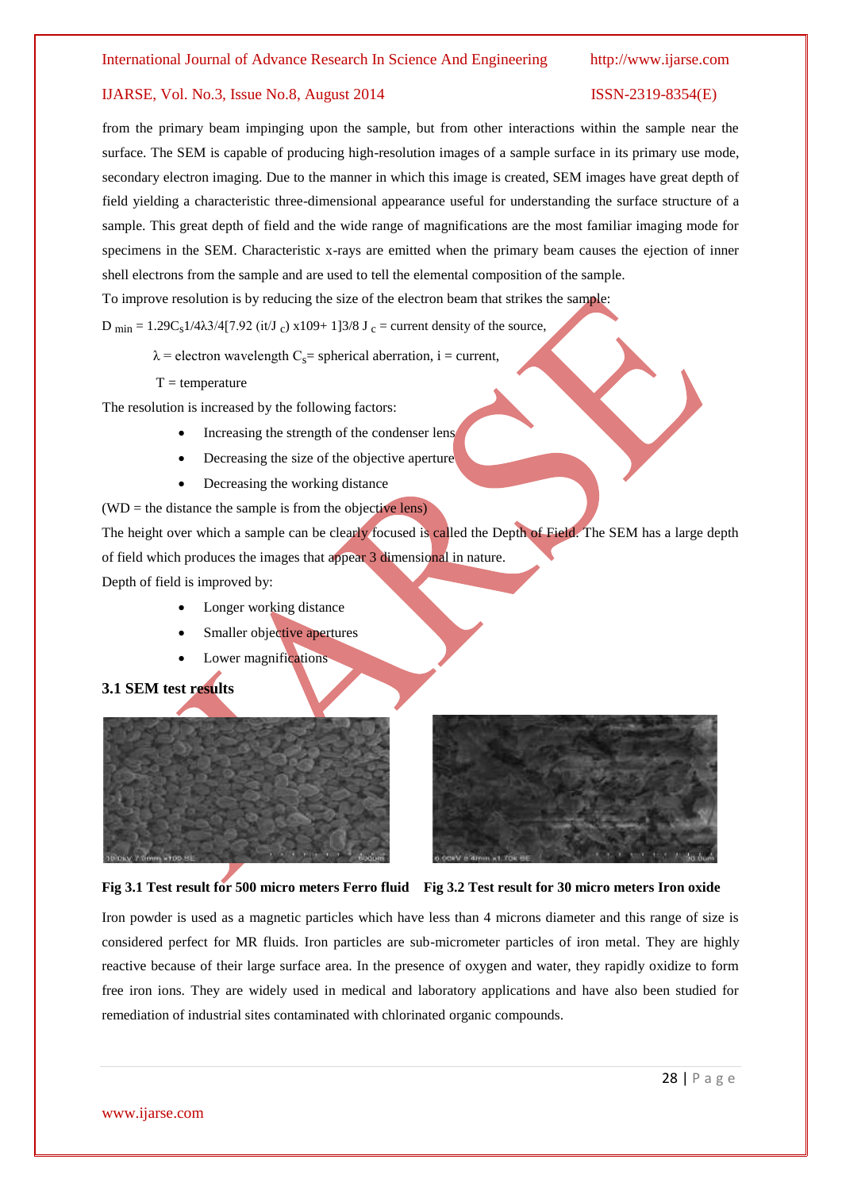from the primary beam impinging upon the sample, but from other interactions within the sample near the surface. The SEM is capable of producing high-resolution images of a sample surface in its primary use mode, secondary electron imaging. Due to the manner in which this image is created, SEM images have great depth of field yielding a characteristic three-dimensional appearance useful for understanding the surface structure of a sample. This great depth of field and the wide range of magnifications are the most familiar imaging mode for specimens in the SEM. Characteristic x-rays are emitted when the primary beam causes the ejection of inner shell electrons from the sample and are used to tell the elemental composition of the sample.

To improve resolution is by reducing the size of the electron beam that strikes the sample:

$D_{min} = 1.29C_s1/4\lambda3/4[7.92\ (it/J_c)\ x109+\ 1]3/8$ $J_c$ = current density of the source,

$\lambda$ = electron wavelength $C_s$= spherical aberration, i = current,

T = temperature

The resolution is increased by the following factors:

- Increasing the strength of the condenser lens
- Decreasing the size of the objective aperture
- Decreasing the working distance

(WD = the distance the sample is from the objective lens)

The height over which a sample can be clearly focused is called the Depth of Field. The SEM has a large depth of field which produces the images that appear 3 dimensional in nature.

Depth of field is improved by:

- Longer working distance
- Smaller objective apertures
- Lower magnifications

### 3.1 SEM test results

**Fig 3.1 Test result for 500 micro meters Ferro fluid**

**Fig 3.2 Test result for 30 micro meters Iron oxide**

Iron powder is used as a magnetic particles which have less than 4 microns diameter and this range of size is considered perfect for MR fluids. Iron particles are sub-micrometer particles of iron metal. They are highly reactive because of their large surface area. In the presence of oxygen and water, they rapidly oxidize to form free iron ions. They are widely used in medical and laboratory applications and have also been studied for remediation of industrial sites contaminated with chlorinated organic compounds.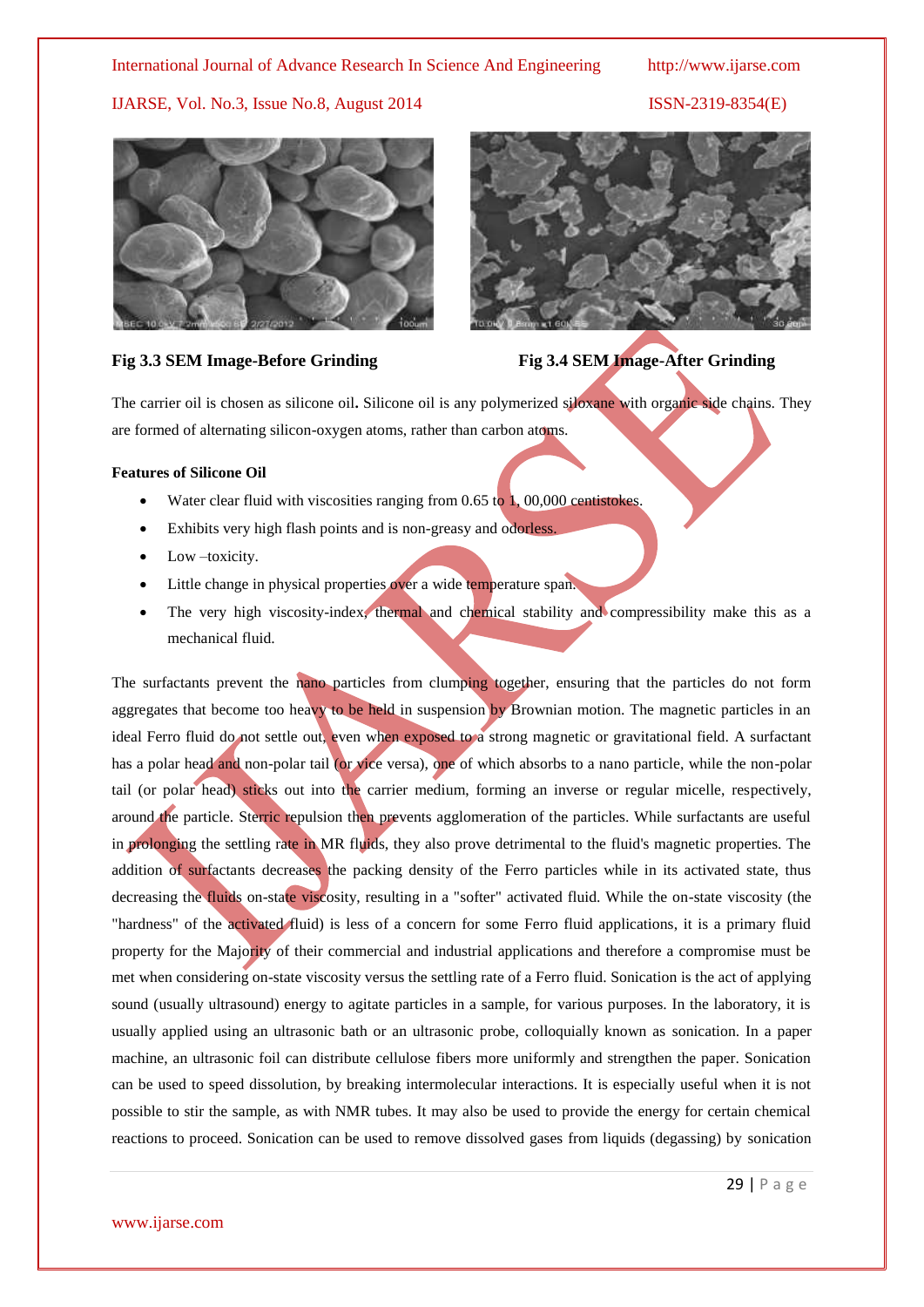**Fig 3.3 SEM Image-Before Grinding** **Fig 3.4 SEM Image-After Grinding**

The carrier oil is chosen as silicone oil**.** Silicone oil is any polymerized siloxane with organic side chains. They are formed of alternating silicon-oxygen atoms, rather than carbon atoms.

**Features of Silicone Oil**

- Water clear fluid with viscosities ranging from 0.65 to 1, 00,000 centistokes.
- Exhibits very high flash points and is non-greasy and odorless.
- Low –toxicity.
- Little change in physical properties over a wide temperature span.
- The very high viscosity-index, thermal and chemical stability and compressibility make this as a mechanical fluid.

The surfactants prevent the nano particles from clumping together, ensuring that the particles do not form aggregates that become too heavy to be held in suspension by Brownian motion. The magnetic particles in an ideal Ferro fluid do not settle out, even when exposed to a strong magnetic or gravitational field. A surfactant has a polar head and non-polar tail (or vice versa), one of which absorbs to a nano particle, while the non-polar tail (or polar head) sticks out into the carrier medium, forming an inverse or regular micelle, respectively, around the particle. Sterric repulsion then prevents agglomeration of the particles. While surfactants are useful in prolonging the settling rate in MR fluids, they also prove detrimental to the fluid's magnetic properties. The addition of surfactants decreases the packing density of the Ferro particles while in its activated state, thus decreasing the fluids on-state viscosity, resulting in a "softer" activated fluid. While the on-state viscosity (the "hardness" of the activated fluid) is less of a concern for some Ferro fluid applications, it is a primary fluid property for the Majority of their commercial and industrial applications and therefore a compromise must be met when considering on-state viscosity versus the settling rate of a Ferro fluid. Sonication is the act of applying sound (usually ultrasound) energy to agitate particles in a sample, for various purposes. In the laboratory, it is usually applied using an ultrasonic bath or an ultrasonic probe, colloquially known as sonication. In a paper machine, an ultrasonic foil can distribute cellulose fibers more uniformly and strengthen the paper. Sonication can be used to speed dissolution, by breaking intermolecular interactions. It is especially useful when it is not possible to stir the sample, as with NMR tubes. It may also be used to provide the energy for certain chemical reactions to proceed. Sonication can be used to remove dissolved gases from liquids (degassing) by sonication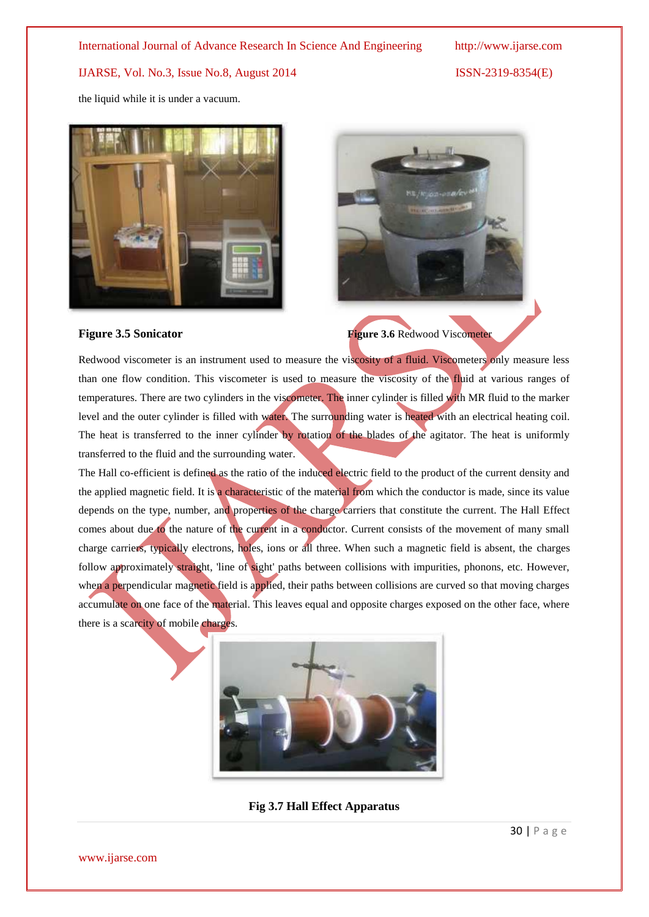the liquid while it is under a vacuum.

**Figure 3.5 Sonicator**

**Figure 3.6** Redwood Viscometer

Redwood viscometer is an instrument used to measure the viscosity of a fluid. Viscometers only measure less than one flow condition. This viscometer is used to measure the viscosity of the fluid at various ranges of temperatures. There are two cylinders in the viscometer. The inner cylinder is filled with MR fluid to the marker level and the outer cylinder is filled with water. The surrounding water is heated with an electrical heating coil. The heat is transferred to the inner cylinder by rotation of the blades of the agitator. The heat is uniformly transferred to the fluid and the surrounding water.

The Hall co-efficient is defined as the ratio of the induced electric field to the product of the current density and the applied magnetic field. It is a characteristic of the material from which the conductor is made, since its value depends on the type, number, and properties of the charge carriers that constitute the current. The Hall Effect comes about due to the nature of the current in a conductor. Current consists of the movement of many small charge carriers, typically electrons, holes, ions or all three. When such a magnetic field is absent, the charges follow approximately straight, 'line of sight' paths between collisions with impurities, phonons, etc. However, when a perpendicular magnetic field is applied, their paths between collisions are curved so that moving charges accumulate on one face of the material. This leaves equal and opposite charges exposed on the other face, where there is a scarcity of mobile charges.

**Fig 3.7 Hall Effect Apparatus**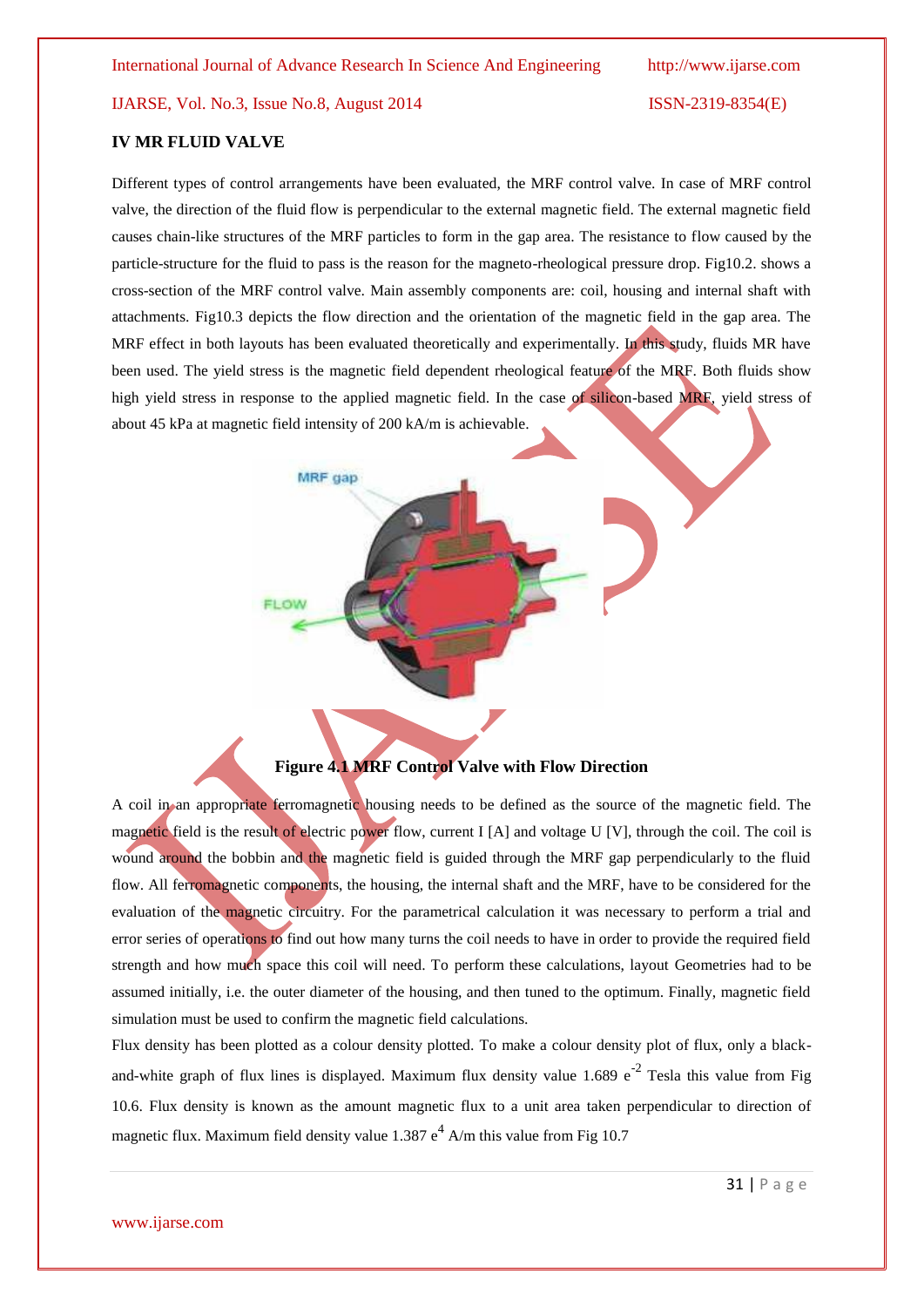## IV MR FLUID VALVE

Different types of control arrangements have been evaluated, the MRF control valve. In case of MRF control valve, the direction of the fluid flow is perpendicular to the external magnetic field. The external magnetic field causes chain-like structures of the MRF particles to form in the gap area. The resistance to flow caused by the particle-structure for the fluid to pass is the reason for the magneto-rheological pressure drop. Fig10.2. shows a cross-section of the MRF control valve. Main assembly components are: coil, housing and internal shaft with attachments. Fig10.3 depicts the flow direction and the orientation of the magnetic field in the gap area. The MRF effect in both layouts has been evaluated theoretically and experimentally. In this study, fluids MR have been used. The yield stress is the magnetic field dependent rheological feature of the MRF. Both fluids show high yield stress in response to the applied magnetic field. In the case of silicon-based MRF, yield stress of about 45 kPa at magnetic field intensity of 200 kA/m is achievable.

**Figure 4.1 MRF Control Valve with Flow Direction**

A coil in an appropriate ferromagnetic housing needs to be defined as the source of the magnetic field. The magnetic field is the result of electric power flow, current I [A] and voltage U [V], through the coil. The coil is wound around the bobbin and the magnetic field is guided through the MRF gap perpendicularly to the fluid flow. All ferromagnetic components, the housing, the internal shaft and the MRF, have to be considered for the evaluation of the magnetic circuitry. For the parametrical calculation it was necessary to perform a trial and error series of operations to find out how many turns the coil needs to have in order to provide the required field strength and how much space this coil will need. To perform these calculations, layout Geometries had to be assumed initially, i.e. the outer diameter of the housing, and then tuned to the optimum. Finally, magnetic field simulation must be used to confirm the magnetic field calculations.

Flux density has been plotted as a colour density plotted. To make a colour density plot of flux, only a black-and-white graph of flux lines is displayed. Maximum flux density value 1.689 $e^{-2}$ Tesla this value from Fig 10.6. Flux density is known as the amount magnetic flux to a unit area taken perpendicular to direction of magnetic flux. Maximum field density value 1.387 $e^{4}$ A/m this value from Fig 10.7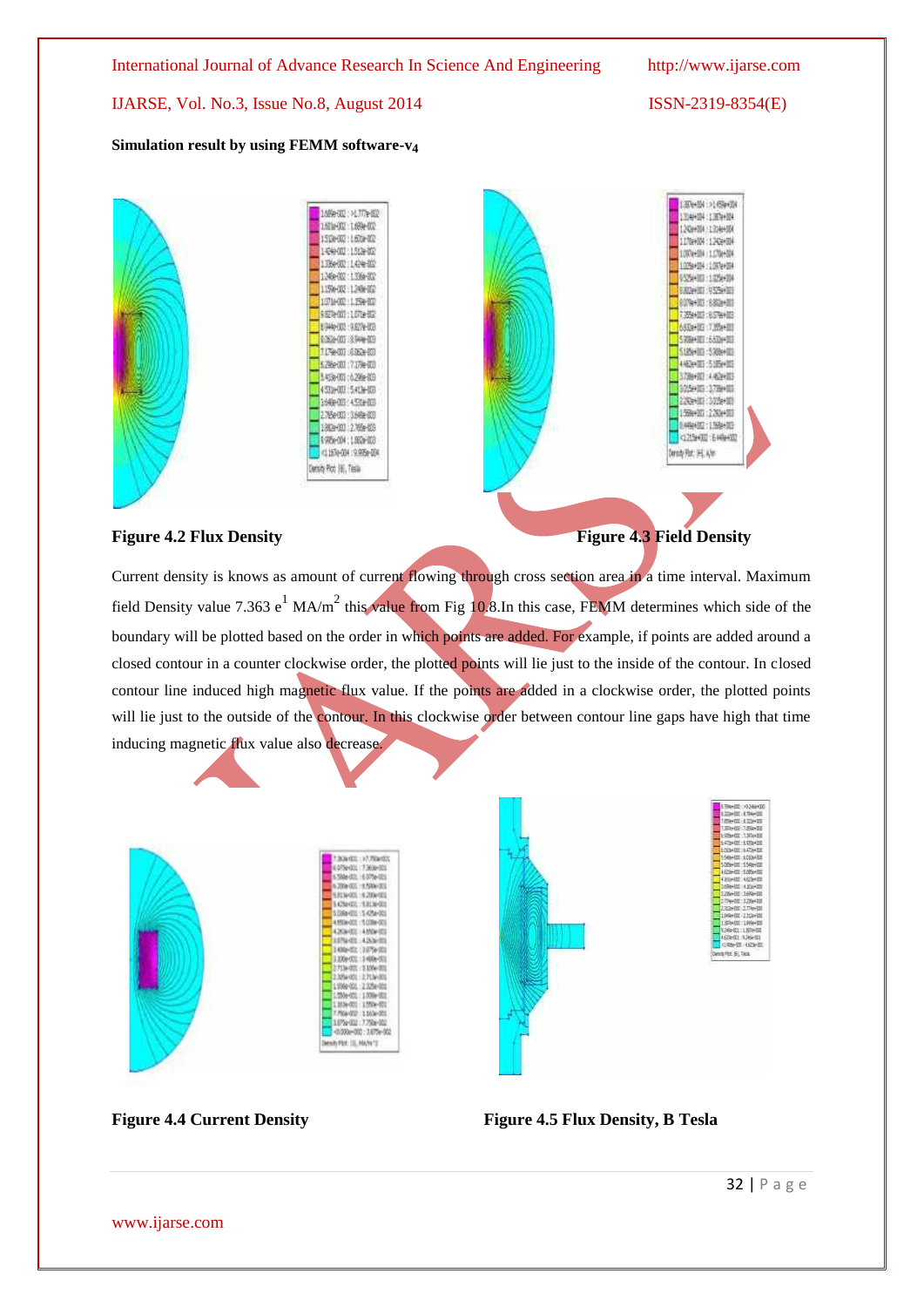**Simulation result by using FEMM software-$v_4$**

**Figure 4.2 Flux Density**

**Figure 4.3 Field Density**

Current density is knows as amount of current flowing through cross section area in a time interval. Maximum field Density value 7.363 $e^1$ MA/$m^2$ this value from Fig 10.8.In this case, FEMM determines which side of the boundary will be plotted based on the order in which points are added. For example, if points are added around a closed contour in a counter clockwise order, the plotted points will lie just to the inside of the contour. In closed contour line induced high magnetic flux value. If the points are added in a clockwise order, the plotted points will lie just to the outside of the contour. In this clockwise order between contour line gaps have high that time inducing magnetic flux value also decrease.

**Figure 4.4 Current Density**

**Figure 4.5 Flux Density, B Tesla**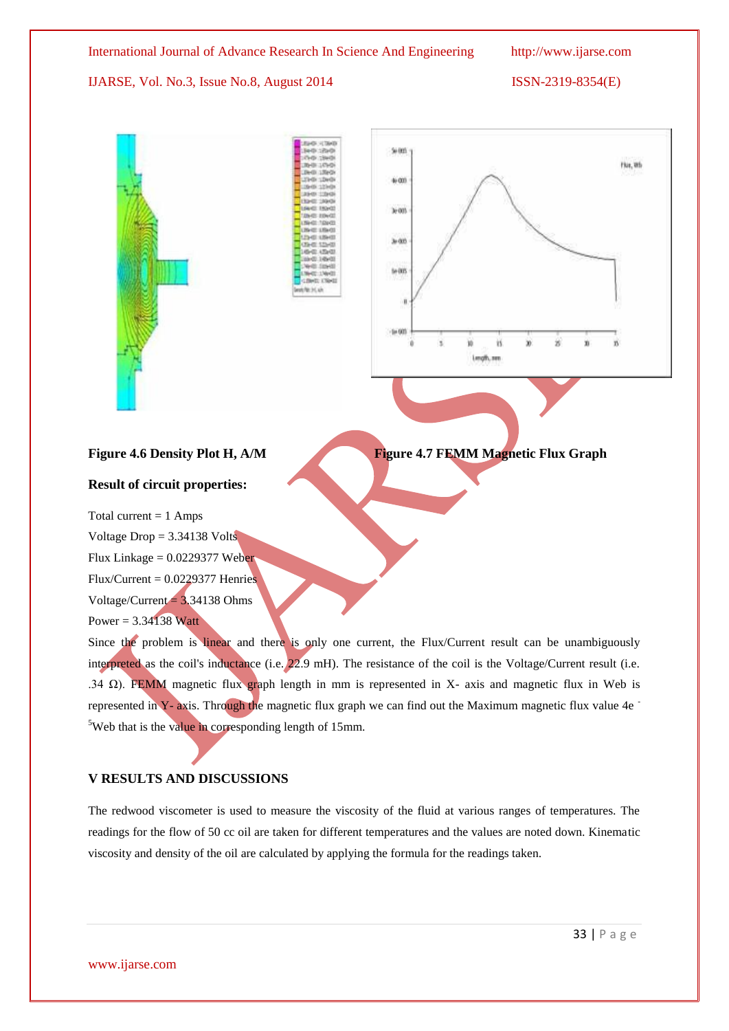Figure 4.6 Density Plot H, A/M

Figure 4.7 FEMM Magnetic Flux Graph

**Result of circuit properties:**

Total current = 1 Amps

Voltage Drop = 3.34138 Volts

Flux Linkage = 0.0229377 Weber

Flux/Current = 0.0229377 Henries

Voltage/Current = 3.34138 Ohms

Power = 3.34138 Watt

Since the problem is linear and there is only one current, the Flux/Current result can be unambiguously interpreted as the coil's inductance (i.e. 22.9 mH). The resistance of the coil is the Voltage/Current result (i.e. .34 Ω). FEMM magnetic flux graph length in mm is represented in X- axis and magnetic flux in Web is represented in Y- axis. Through the magnetic flux graph we can find out the Maximum magnetic flux value $4e^{-5}$Web that is the value in corresponding length of 15mm.

## V RESULTS AND DISCUSSIONS

The redwood viscometer is used to measure the viscosity of the fluid at various ranges of temperatures. The readings for the flow of 50 cc oil are taken for different temperatures and the values are noted down. Kinematic viscosity and density of the oil are calculated by applying the formula for the readings taken.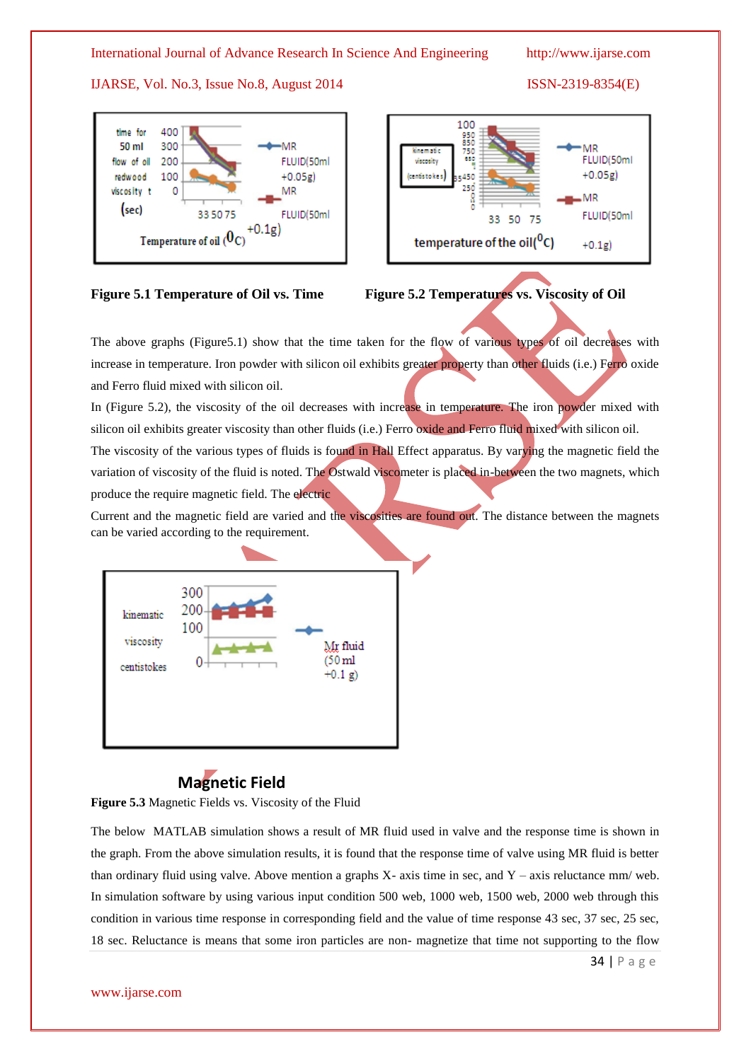**Figure 5.1 Temperature of Oil vs. Time**

**Figure 5.2 Temperatures vs. Viscosity of Oil**

The above graphs (Figure5.1) show that the time taken for the flow of various types of oil decreases with increase in temperature. Iron powder with silicon oil exhibits greater property than other fluids (i.e.) Ferro oxide and Ferro fluid mixed with silicon oil.

In (Figure 5.2), the viscosity of the oil decreases with increase in temperature. The iron powder mixed with silicon oil exhibits greater viscosity than other fluids (i.e.) Ferro oxide and Ferro fluid mixed with silicon oil.

The viscosity of the various types of fluids is found in Hall Effect apparatus. By varying the magnetic field the variation of viscosity of the fluid is noted. The Ostwald viscometer is placed in-between the two magnets, which produce the require magnetic field. The electric

Current and the magnetic field are varied and the viscosities are found out. The distance between the magnets can be varied according to the requirement.

**Magnetic Field**

**Figure 5.3** Magnetic Fields vs. Viscosity of the Fluid

The below MATLAB simulation shows a result of MR fluid used in valve and the response time is shown in the graph. From the above simulation results, it is found that the response time of valve using MR fluid is better than ordinary fluid using valve. Above mention a graphs X- axis time in sec, and Y – axis reluctance mm/ web. In simulation software by using various input condition 500 web, 1000 web, 1500 web, 2000 web through this condition in various time response in corresponding field and the value of time response 43 sec, 37 sec, 25 sec, 18 sec. Reluctance is means that some iron particles are non- magnetize that time not supporting to the flow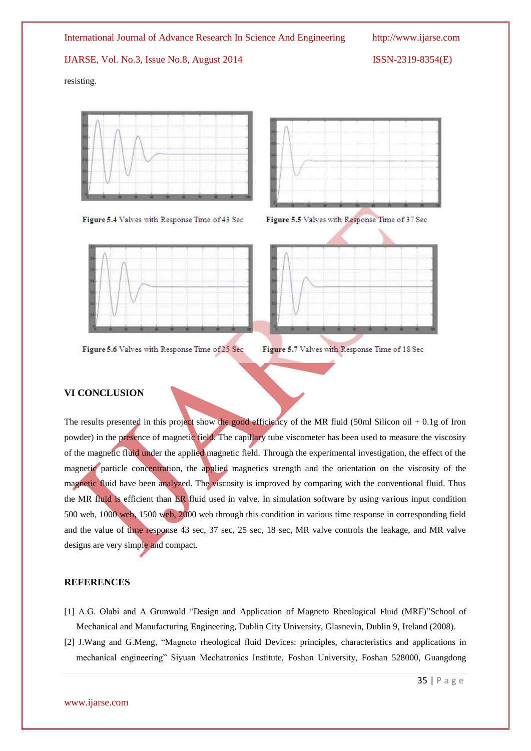resisting.

Figure 5.4 Valves with Response Time of 43 Sec

Figure 5.5 Valves with Response Time of 37 Sec

Figure 5.6 Valves with Response Time of 25 Sec

Figure 5.7 Valves with Response Time of 18 Sec

## VI CONCLUSION

The results presented in this project show the good efficiency of the MR fluid (50ml Silicon oil + 0.1g of Iron powder) in the presence of magnetic field. The capillary tube viscometer has been used to measure the viscosity of the magnetic fluid under the applied magnetic field. Through the experimental investigation, the effect of the magnetic particle concentration, the applied magnetics strength and the orientation on the viscosity of the magnetic fluid have been analyzed. The viscosity is improved by comparing with the conventional fluid. Thus the MR fluid is efficient than ER fluid used in valve. In simulation software by using various input condition 500 web, 1000 web, 1500 web, 2000 web through this condition in various time response in corresponding field and the value of time response 43 sec, 37 sec, 25 sec, 18 sec, MR valve controls the leakage, and MR valve designs are very simple and compact.

## REFERENCES

[1] A.G. Olabi and A Grunwald "Design and Application of Magneto Rheological Fluid (MRF)"School of Mechanical and Manufacturing Engineering, Dublin City University, Glasnevin, Dublin 9, Ireland (2008).

[2] J.Wang and G.Meng, "Magneto rheological fluid Devices: principles, characteristics and applications in mechanical engineering" Siyuan Mechatronics Institute, Foshan University, Foshan 528000, Guangdong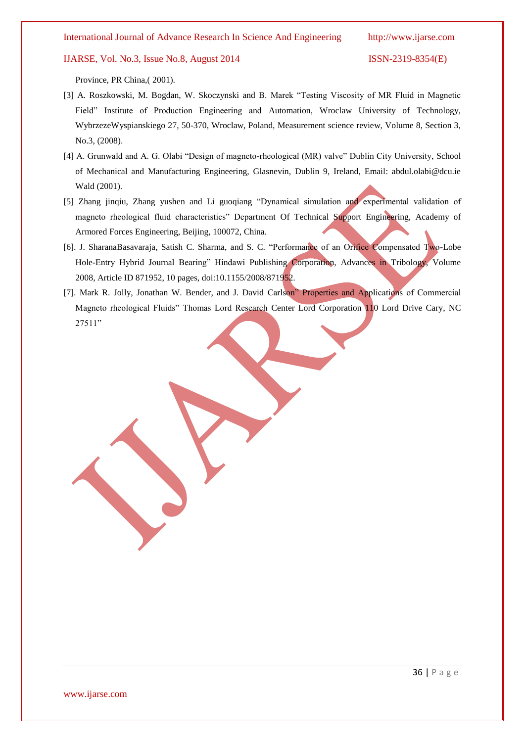Province, PR China,( 2001).

[3] A. Roszkowski, M. Bogdan, W. Skoczynski and B. Marek "Testing Viscosity of MR Fluid in Magnetic Field" Institute of Production Engineering and Automation, Wroclaw University of Technology, WybrzezeWyspianskiego 27, 50-370, Wroclaw, Poland, Measurement science review, Volume 8, Section 3, No.3, (2008).

[4] A. Grunwald and A. G. Olabi "Design of magneto-rheological (MR) valve" Dublin City University, School of Mechanical and Manufacturing Engineering, Glasnevin, Dublin 9, Ireland, Email: abdul.olabi@dcu.ie Wald (2001).

[5] Zhang jinqiu, Zhang yushen and Li guoqiang "Dynamical simulation and experimental validation of magneto rheological fluid characteristics" Department Of Technical Support Engineering, Academy of Armored Forces Engineering, Beijing, 100072, China.

[6]. J. SharanaBasavaraja, Satish C. Sharma, and S. C. "Performance of an Orifice Compensated Two-Lobe Hole-Entry Hybrid Journal Bearing" Hindawi Publishing Corporation, Advances in Tribology, Volume 2008, Article ID 871952, 10 pages, doi:10.1155/2008/871952.

[7]. Mark R. Jolly, Jonathan W. Bender, and J. David Carlson" Properties and Applications of Commercial Magneto rheological Fluids" Thomas Lord Research Center Lord Corporation 110 Lord Drive Cary, NC 27511"